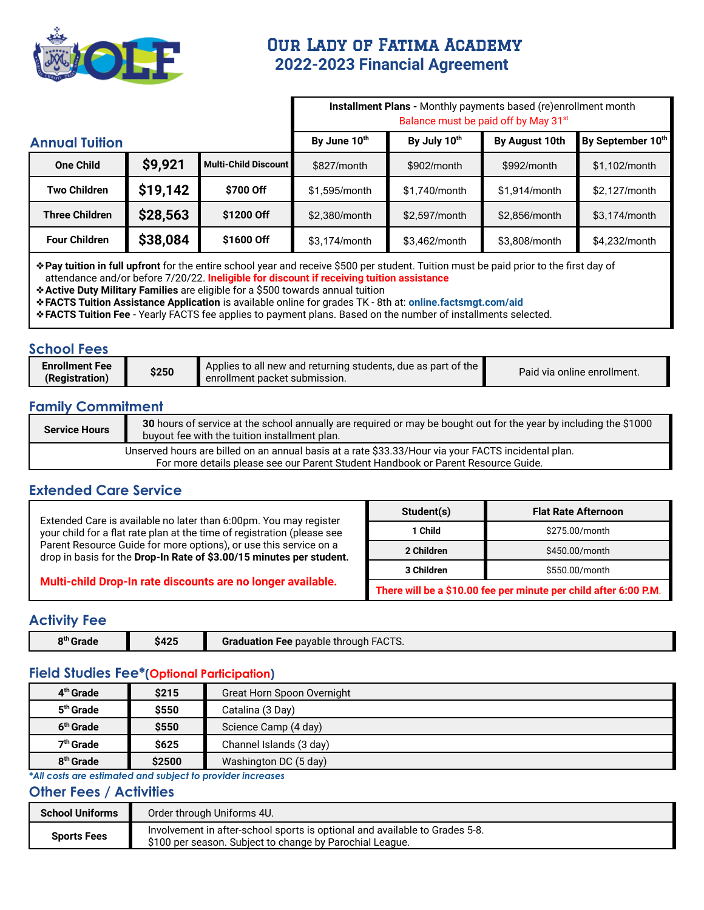# Our Lady of Fatima Academy
## 2022-2023 Financial Agreement

## Annual Tuition

| | | | **Installment Plans** - Monthly payments based (re)enrollment month. Balance must be paid off by May 31st | | | |
|---|---|---|---|---|---|---|
| | | **Multi-Child Discount** | **By June 10th** | **By July 10th** | **By August 10th** | **By September 10th** |
| **One Child** | **$9,921** | | $827/month | $902/month | $992/month | $1,102/month |
| **Two Children** | **$19,142** | **$700 Off** | $1,595/month | $1,740/month | $1,914/month | $2,127/month |
| **Three Children** | **$28,563** | **$1200 Off** | $2,380/month | $2,597/month | $2,856/month | $3,174/month |
| **Four Children** | **$38,084** | **$1600 Off** | $3,174/month | $3,462/month | $3,808/month | $4,232/month |

- **Pay tuition in full upfront** for the entire school year and receive $500 per student. Tuition must be paid prior to the first day of attendance and/or before 7/20/22. **Ineligible for discount if receiving tuition assistance**
- **Active Duty Military Families** are eligible for a $500 towards annual tuition
- **FACTS Tuition Assistance Application** is available online for grades TK - 8th at: **online.factsmgt.com/aid**
- **FACTS Tuition Fee** - Yearly FACTS fee applies to payment plans. Based on the number of installments selected.

## School Fees

| | | | |
|---|---|---|---|
| **Enrollment Fee (Registration)** | **$250** | Applies to all new and returning students, due as part of the enrollment packet submission. | Paid via online enrollment. |

## Family Commitment

| | |
|---|---|
| **Service Hours** | **30** hours of service at the school annually are required or may be bought out for the year by including the $1000 buyout fee with the tuition installment plan. |

Unserved hours are billed on an annual basis at a rate $33.33/Hour via your FACTS incidental plan.
For more details please see our Parent Student Handbook or Parent Resource Guide.

## Extended Care Service

Extended Care is available no later than 6:00pm. You may register your child for a flat rate plan at the time of registration (please see Parent Resource Guide for more options), or use this service on a drop in basis for the **Drop-In Rate of $3.00/15 minutes per student.**

**Multi-child Drop-In rate discounts are no longer available.**

| Student(s) | Flat Rate Afternoon |
|---|---|
| **1 Child** | $275.00/month |
| **2 Children** | $450.00/month |
| **3 Children** | $550.00/month |

**There will be a $10.00 fee per minute per child after 6:00 P.M.**

## Activity Fee

| | | |
|---|---|---|
| **8th Grade** | **$425** | **Graduation Fee** payable through FACTS. |

## Field Studies Fee*(Optional Participation)

| | | |
|---|---|---|
| **4th Grade** | **$215** | Great Horn Spoon Overnight |
| **5th Grade** | **$550** | Catalina (3 Day) |
| **6th Grade** | **$550** | Science Camp (4 day) |
| **7th Grade** | **$625** | Channel Islands (3 day) |
| **8th Grade** | **$2500** | Washington DC (5 day) |

***All costs are estimated and subject to provider increases***

## Other Fees / Activities

| | |
|---|---|
| **School Uniforms** | Order through Uniforms 4U. |
| **Sports Fees** | Involvement in after-school sports is optional and available to Grades 5-8. $100 per season. Subject to change by Parochial League. |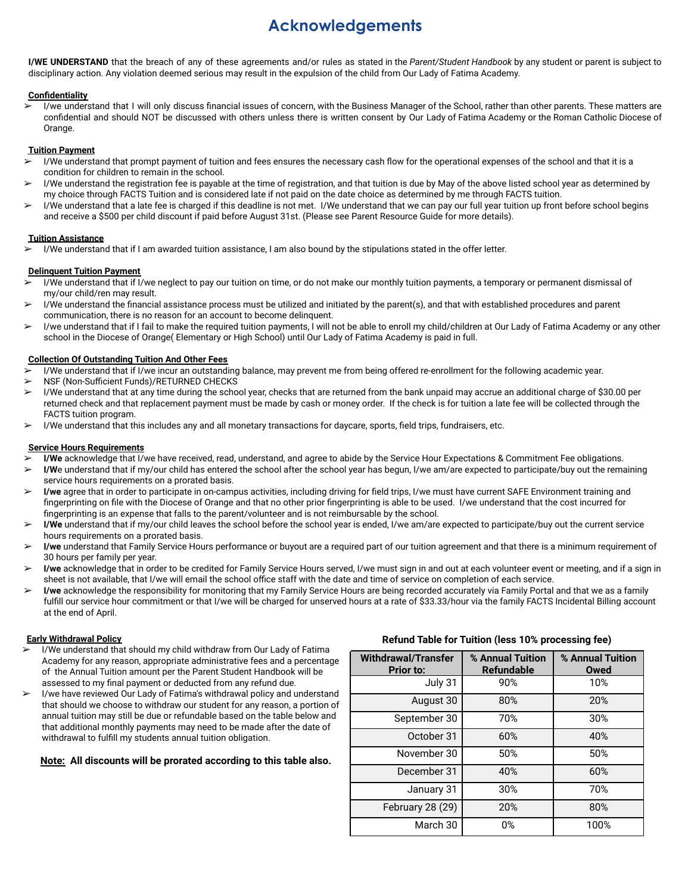# Acknowledgements

**I/WE UNDERSTAND** that the breach of any of these agreements and/or rules as stated in the *Parent/Student Handbook* by any student or parent is subject to disciplinary action. Any violation deemed serious may result in the expulsion of the child from Our Lady of Fatima Academy.

**Confidentiality**

- I/we understand that I will only discuss financial issues of concern, with the Business Manager of the School, rather than other parents. These matters are confidential and should NOT be discussed with others unless there is written consent by Our Lady of Fatima Academy or the Roman Catholic Diocese of Orange.

**Tuition Payment**

- I/We understand that prompt payment of tuition and fees ensures the necessary cash flow for the operational expenses of the school and that it is a condition for children to remain in the school.
- I/We understand the registration fee is payable at the time of registration, and that tuition is due by May of the above listed school year as determined by my choice through FACTS Tuition and is considered late if not paid on the date choice as determined by me through FACTS tuition.
- I/We understand that a late fee is charged if this deadline is not met. I/We understand that we can pay our full year tuition up front before school begins and receive a $500 per child discount if paid before August 31st. (Please see Parent Resource Guide for more details).

**Tuition Assistance**

- I/We understand that if I am awarded tuition assistance, I am also bound by the stipulations stated in the offer letter.

**Delinquent Tuition Payment**

- I/We understand that if I/we neglect to pay our tuition on time, or do not make our monthly tuition payments, a temporary or permanent dismissal of my/our child/ren may result.
- I/We understand the financial assistance process must be utilized and initiated by the parent(s), and that with established procedures and parent communication, there is no reason for an account to become delinquent.
- I/we understand that if I fail to make the required tuition payments, I will not be able to enroll my child/children at Our Lady of Fatima Academy or any other school in the Diocese of Orange( Elementary or High School) until Our Lady of Fatima Academy is paid in full.

**Collection Of Outstanding Tuition And Other Fees**

- I/We understand that if I/we incur an outstanding balance, may prevent me from being offered re-enrollment for the following academic year.
- NSF (Non-Sufficient Funds)/RETURNED CHECKS
- I/We understand that at any time during the school year, checks that are returned from the bank unpaid may accrue an additional charge of $30.00 per returned check and that replacement payment must be made by cash or money order. If the check is for tuition a late fee will be collected through the FACTS tuition program.
- I/We understand that this includes any and all monetary transactions for daycare, sports, field trips, fundraisers, etc.

**Service Hours Requirements**

- **I/We** acknowledge that I/we have received, read, understand, and agree to abide by the Service Hour Expectations & Commitment Fee obligations.
- **I/W**e understand that if my/our child has entered the school after the school year has begun, I/we am/are expected to participate/buy out the remaining service hours requirements on a prorated basis.
- **I/we** agree that in order to participate in on-campus activities, including driving for field trips, I/we must have current SAFE Environment training and fingerprinting on file with the Diocese of Orange and that no other prior fingerprinting is able to be used. I/we understand that the cost incurred for fingerprinting is an expense that falls to the parent/volunteer and is not reimbursable by the school.
- **I/We** understand that if my/our child leaves the school before the school year is ended, I/we am/are expected to participate/buy out the current service hours requirements on a prorated basis.
- **I/we** understand that Family Service Hours performance or buyout are a required part of our tuition agreement and that there is a minimum requirement of 30 hours per family per year.
- **I/we** acknowledge that in order to be credited for Family Service Hours served, I/we must sign in and out at each volunteer event or meeting, and if a sign in sheet is not available, that I/we will email the school office staff with the date and time of service on completion of each service.
- **I/we** acknowledge the responsibility for monitoring that my Family Service Hours are being recorded accurately via Family Portal and that we as a family fulfill our service hour commitment or that I/we will be charged for unserved hours at a rate of $33.33/hour via the family FACTS Incidental Billing account at the end of April.

**Early Withdrawal Policy**

- I/We understand that should my child withdraw from Our Lady of Fatima Academy for any reason, appropriate administrative fees and a percentage of the Annual Tuition amount per the Parent Student Handbook will be assessed to my final payment or deducted from any refund due.
- I/we have reviewed Our Lady of Fatima's withdrawal policy and understand that should we choose to withdraw our student for any reason, a portion of annual tuition may still be due or refundable based on the table below and that additional monthly payments may need to be made after the date of withdrawal to fulfill my students annual tuition obligation.

**Note: All discounts will be prorated according to this table also.**

**Refund Table for Tuition (less 10% processing fee)**

| Withdrawal/Transfer Prior to: | % Annual Tuition Refundable | % Annual Tuition Owed |
|---|---|---|
| July 31 | 90% | 10% |
| August 30 | 80% | 20% |
| September 30 | 70% | 30% |
| October 31 | 60% | 40% |
| November 30 | 50% | 50% |
| December 31 | 40% | 60% |
| January 31 | 30% | 70% |
| February 28 (29) | 20% | 80% |
| March 30 | 0% | 100% |